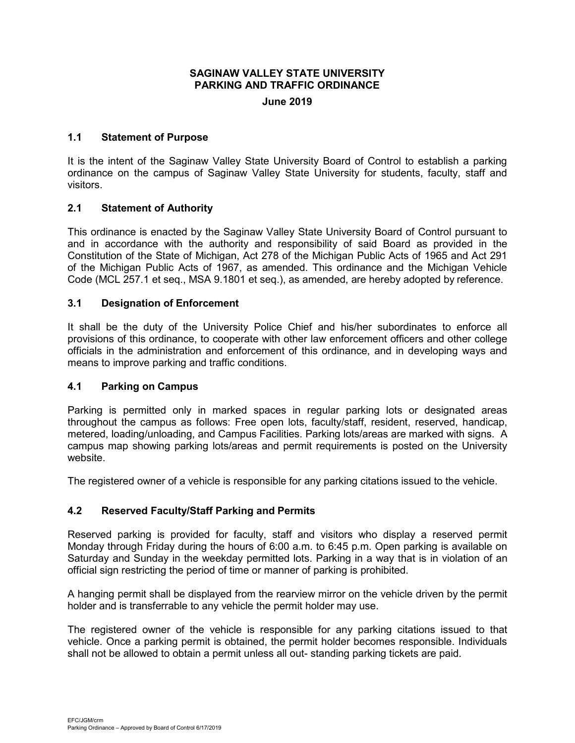# SAGINAW VALLEY STATE UNIVERSITY PARKING AND TRAFFIC ORDINANCE

**June 2019**

## 1.1 Statement of Purpose

It is the intent of the Saginaw Valley State University Board of Control to establish a parking ordinance on the campus of Saginaw Valley State University for students, faculty, staff and visitors.

## 2.1 Statement of Authority

This ordinance is enacted by the Saginaw Valley State University Board of Control pursuant to and in accordance with the authority and responsibility of said Board as provided in the Constitution of the State of Michigan, Act 278 of the Michigan Public Acts of 1965 and Act 291 of the Michigan Public Acts of 1967, as amended. This ordinance and the Michigan Vehicle Code (MCL 257.1 et seq., MSA 9.1801 et seq.), as amended, are hereby adopted by reference.

## 3.1 Designation of Enforcement

It shall be the duty of the University Police Chief and his/her subordinates to enforce all provisions of this ordinance, to cooperate with other law enforcement officers and other college officials in the administration and enforcement of this ordinance, and in developing ways and means to improve parking and traffic conditions.

## 4.1 Parking on Campus

Parking is permitted only in marked spaces in regular parking lots or designated areas throughout the campus as follows: Free open lots, faculty/staff, resident, reserved, handicap, metered, loading/unloading, and Campus Facilities. Parking lots/areas are marked with signs. A campus map showing parking lots/areas and permit requirements is posted on the University website.

The registered owner of a vehicle is responsible for any parking citations issued to the vehicle.

## 4.2 Reserved Faculty/Staff Parking and Permits

Reserved parking is provided for faculty, staff and visitors who display a reserved permit Monday through Friday during the hours of 6:00 a.m. to 6:45 p.m. Open parking is available on Saturday and Sunday in the weekday permitted lots. Parking in a way that is in violation of an official sign restricting the period of time or manner of parking is prohibited.

A hanging permit shall be displayed from the rearview mirror on the vehicle driven by the permit holder and is transferrable to any vehicle the permit holder may use.

The registered owner of the vehicle is responsible for any parking citations issued to that vehicle. Once a parking permit is obtained, the permit holder becomes responsible. Individuals shall not be allowed to obtain a permit unless all out- standing parking tickets are paid.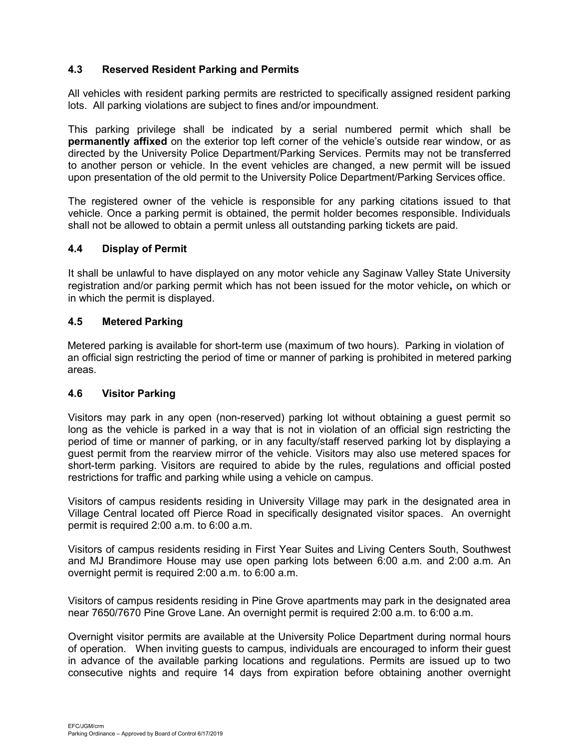## 4.3 Reserved Resident Parking and Permits

All vehicles with resident parking permits are restricted to specifically assigned resident parking lots. All parking violations are subject to fines and/or impoundment.

This parking privilege shall be indicated by a serial numbered permit which shall be **permanently affixed** on the exterior top left corner of the vehicle's outside rear window, or as directed by the University Police Department/Parking Services. Permits may not be transferred to another person or vehicle. In the event vehicles are changed, a new permit will be issued upon presentation of the old permit to the University Police Department/Parking Services office.

The registered owner of the vehicle is responsible for any parking citations issued to that vehicle. Once a parking permit is obtained, the permit holder becomes responsible. Individuals shall not be allowed to obtain a permit unless all outstanding parking tickets are paid.

## 4.4 Display of Permit

It shall be unlawful to have displayed on any motor vehicle any Saginaw Valley State University registration and/or parking permit which has not been issued for the motor vehicle**,** on which or in which the permit is displayed.

## 4.5 Metered Parking

Metered parking is available for short-term use (maximum of two hours). Parking in violation of an official sign restricting the period of time or manner of parking is prohibited in metered parking areas.

## 4.6 Visitor Parking

Visitors may park in any open (non-reserved) parking lot without obtaining a guest permit so long as the vehicle is parked in a way that is not in violation of an official sign restricting the period of time or manner of parking, or in any faculty/staff reserved parking lot by displaying a guest permit from the rearview mirror of the vehicle. Visitors may also use metered spaces for short-term parking. Visitors are required to abide by the rules, regulations and official posted restrictions for traffic and parking while using a vehicle on campus.

Visitors of campus residents residing in University Village may park in the designated area in Village Central located off Pierce Road in specifically designated visitor spaces. An overnight permit is required 2:00 a.m. to 6:00 a.m.

Visitors of campus residents residing in First Year Suites and Living Centers South, Southwest and MJ Brandimore House may use open parking lots between 6:00 a.m. and 2:00 a.m. An overnight permit is required 2:00 a.m. to 6:00 a.m.

Visitors of campus residents residing in Pine Grove apartments may park in the designated area near 7650/7670 Pine Grove Lane. An overnight permit is required 2:00 a.m. to 6:00 a.m.

Overnight visitor permits are available at the University Police Department during normal hours of operation. When inviting guests to campus, individuals are encouraged to inform their guest in advance of the available parking locations and regulations. Permits are issued up to two consecutive nights and require 14 days from expiration before obtaining another overnight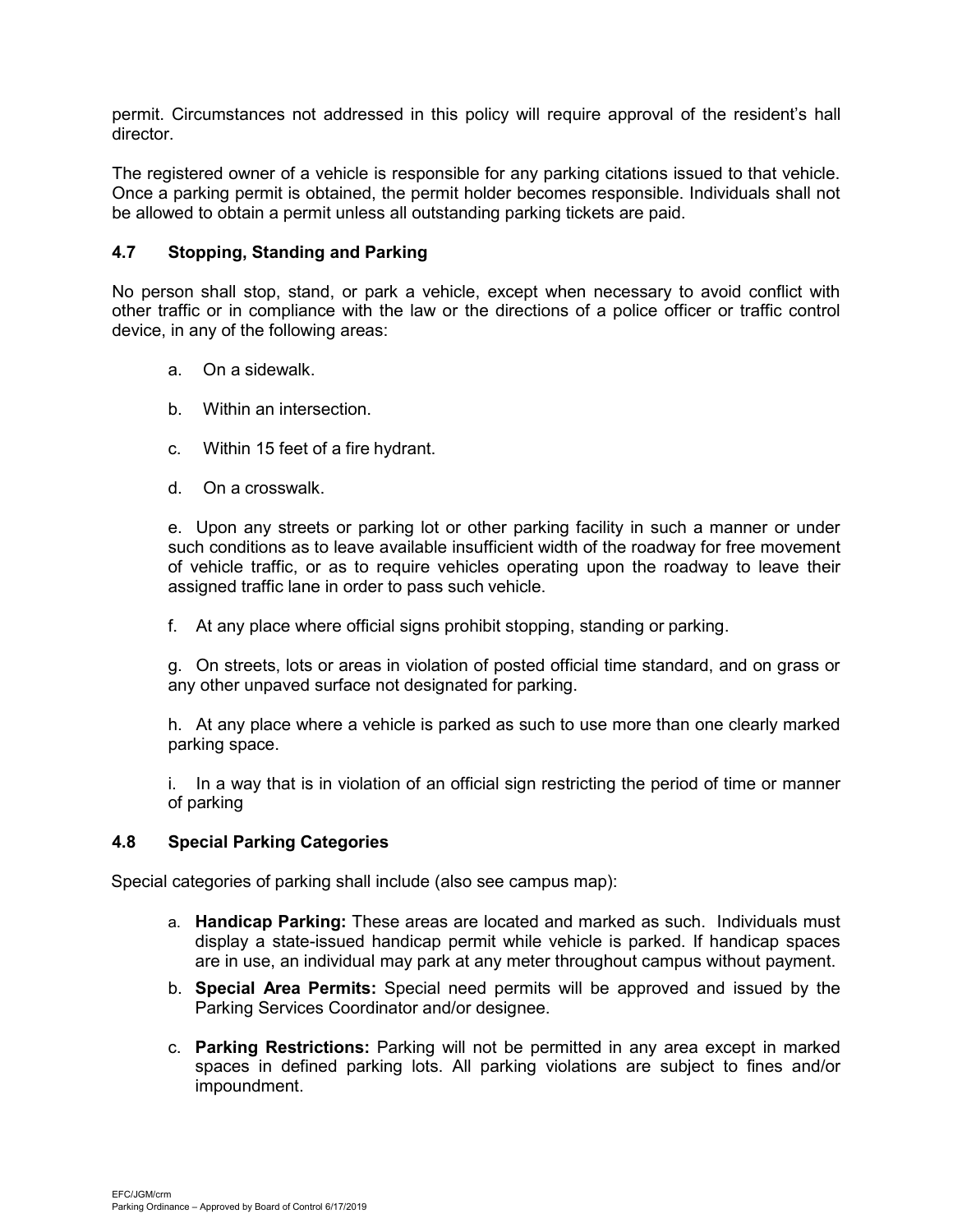permit. Circumstances not addressed in this policy will require approval of the resident's hall director.

The registered owner of a vehicle is responsible for any parking citations issued to that vehicle. Once a parking permit is obtained, the permit holder becomes responsible. Individuals shall not be allowed to obtain a permit unless all outstanding parking tickets are paid.

### 4.7 Stopping, Standing and Parking

No person shall stop, stand, or park a vehicle, except when necessary to avoid conflict with other traffic or in compliance with the law or the directions of a police officer or traffic control device, in any of the following areas:

a. On a sidewalk.

b. Within an intersection.

c. Within 15 feet of a fire hydrant.

d. On a crosswalk.

e. Upon any streets or parking lot or other parking facility in such a manner or under such conditions as to leave available insufficient width of the roadway for free movement of vehicle traffic, or as to require vehicles operating upon the roadway to leave their assigned traffic lane in order to pass such vehicle.

f. At any place where official signs prohibit stopping, standing or parking.

g. On streets, lots or areas in violation of posted official time standard, and on grass or any other unpaved surface not designated for parking.

h. At any place where a vehicle is parked as such to use more than one clearly marked parking space.

i. In a way that is in violation of an official sign restricting the period of time or manner of parking

### 4.8 Special Parking Categories

Special categories of parking shall include (also see campus map):

a. **Handicap Parking:** These areas are located and marked as such. Individuals must display a state-issued handicap permit while vehicle is parked. If handicap spaces are in use, an individual may park at any meter throughout campus without payment.

b. **Special Area Permits:** Special need permits will be approved and issued by the Parking Services Coordinator and/or designee.

c. **Parking Restrictions:** Parking will not be permitted in any area except in marked spaces in defined parking lots. All parking violations are subject to fines and/or impoundment.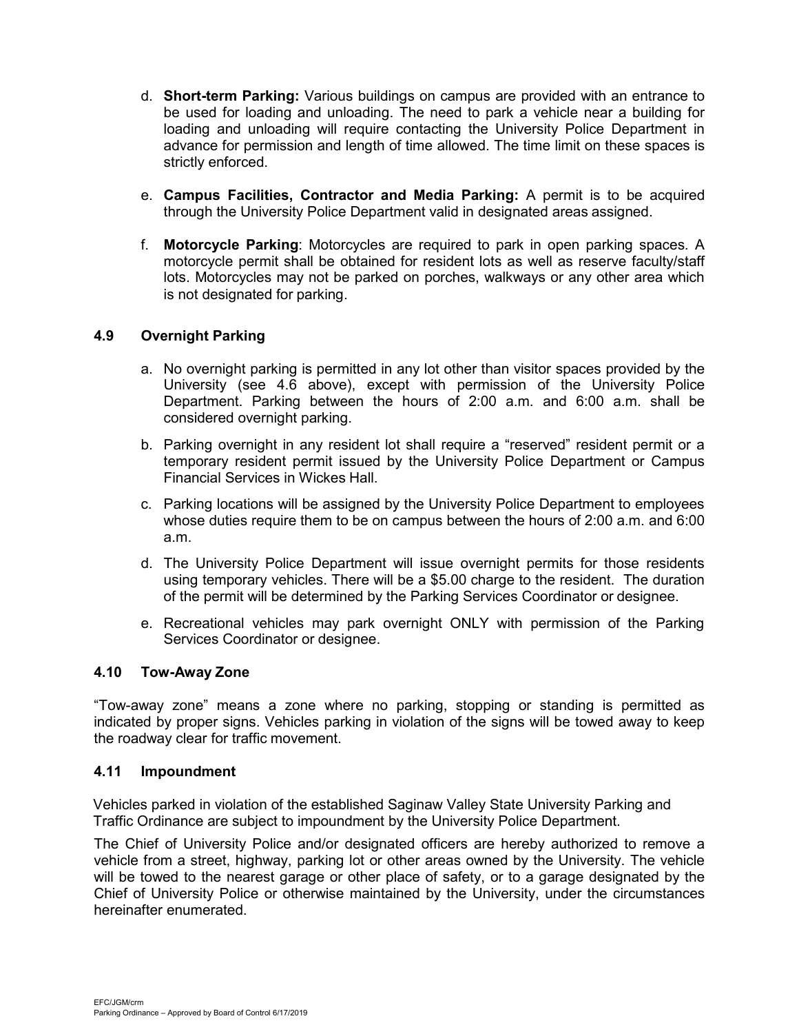d. **Short-term Parking:** Various buildings on campus are provided with an entrance to be used for loading and unloading. The need to park a vehicle near a building for loading and unloading will require contacting the University Police Department in advance for permission and length of time allowed. The time limit on these spaces is strictly enforced.

e. **Campus Facilities, Contractor and Media Parking:** A permit is to be acquired through the University Police Department valid in designated areas assigned.

f. **Motorcycle Parking**: Motorcycles are required to park in open parking spaces. A motorcycle permit shall be obtained for resident lots as well as reserve faculty/staff lots. Motorcycles may not be parked on porches, walkways or any other area which is not designated for parking.

### 4.9 Overnight Parking

a. No overnight parking is permitted in any lot other than visitor spaces provided by the University (see 4.6 above), except with permission of the University Police Department. Parking between the hours of 2:00 a.m. and 6:00 a.m. shall be considered overnight parking.

b. Parking overnight in any resident lot shall require a "reserved" resident permit or a temporary resident permit issued by the University Police Department or Campus Financial Services in Wickes Hall.

c. Parking locations will be assigned by the University Police Department to employees whose duties require them to be on campus between the hours of 2:00 a.m. and 6:00 a.m.

d. The University Police Department will issue overnight permits for those residents using temporary vehicles. There will be a $5.00 charge to the resident. The duration of the permit will be determined by the Parking Services Coordinator or designee.

e. Recreational vehicles may park overnight ONLY with permission of the Parking Services Coordinator or designee.

### 4.10 Tow-Away Zone

"Tow-away zone" means a zone where no parking, stopping or standing is permitted as indicated by proper signs. Vehicles parking in violation of the signs will be towed away to keep the roadway clear for traffic movement.

### 4.11 Impoundment

Vehicles parked in violation of the established Saginaw Valley State University Parking and Traffic Ordinance are subject to impoundment by the University Police Department.

The Chief of University Police and/or designated officers are hereby authorized to remove a vehicle from a street, highway, parking lot or other areas owned by the University. The vehicle will be towed to the nearest garage or other place of safety, or to a garage designated by the Chief of University Police or otherwise maintained by the University, under the circumstances hereinafter enumerated.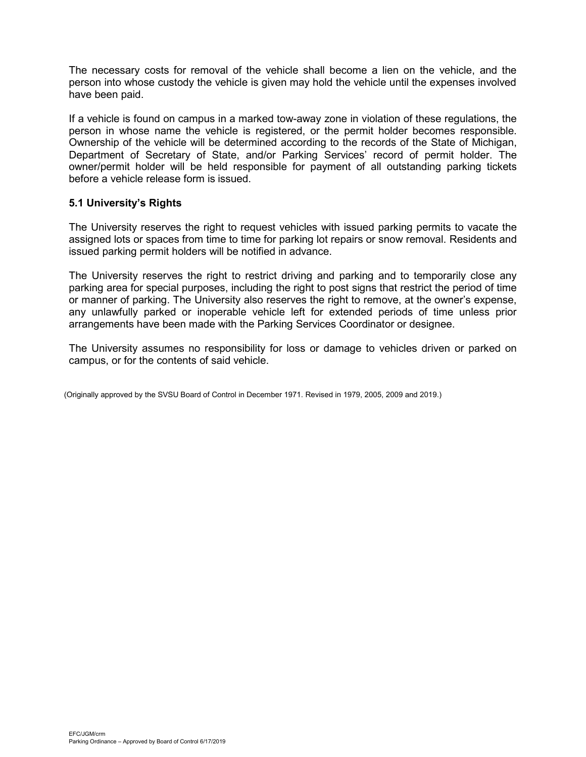The necessary costs for removal of the vehicle shall become a lien on the vehicle, and the person into whose custody the vehicle is given may hold the vehicle until the expenses involved have been paid.

If a vehicle is found on campus in a marked tow-away zone in violation of these regulations, the person in whose name the vehicle is registered, or the permit holder becomes responsible. Ownership of the vehicle will be determined according to the records of the State of Michigan, Department of Secretary of State, and/or Parking Services' record of permit holder. The owner/permit holder will be held responsible for payment of all outstanding parking tickets before a vehicle release form is issued.

### 5.1 University's Rights

The University reserves the right to request vehicles with issued parking permits to vacate the assigned lots or spaces from time to time for parking lot repairs or snow removal. Residents and issued parking permit holders will be notified in advance.

The University reserves the right to restrict driving and parking and to temporarily close any parking area for special purposes, including the right to post signs that restrict the period of time or manner of parking. The University also reserves the right to remove, at the owner's expense, any unlawfully parked or inoperable vehicle left for extended periods of time unless prior arrangements have been made with the Parking Services Coordinator or designee.

The University assumes no responsibility for loss or damage to vehicles driven or parked on campus, or for the contents of said vehicle.

(Originally approved by the SVSU Board of Control in December 1971. Revised in 1979, 2005, 2009 and 2019.)

EFC/JGM/crm
Parking Ordinance – Approved by Board of Control 6/17/2019